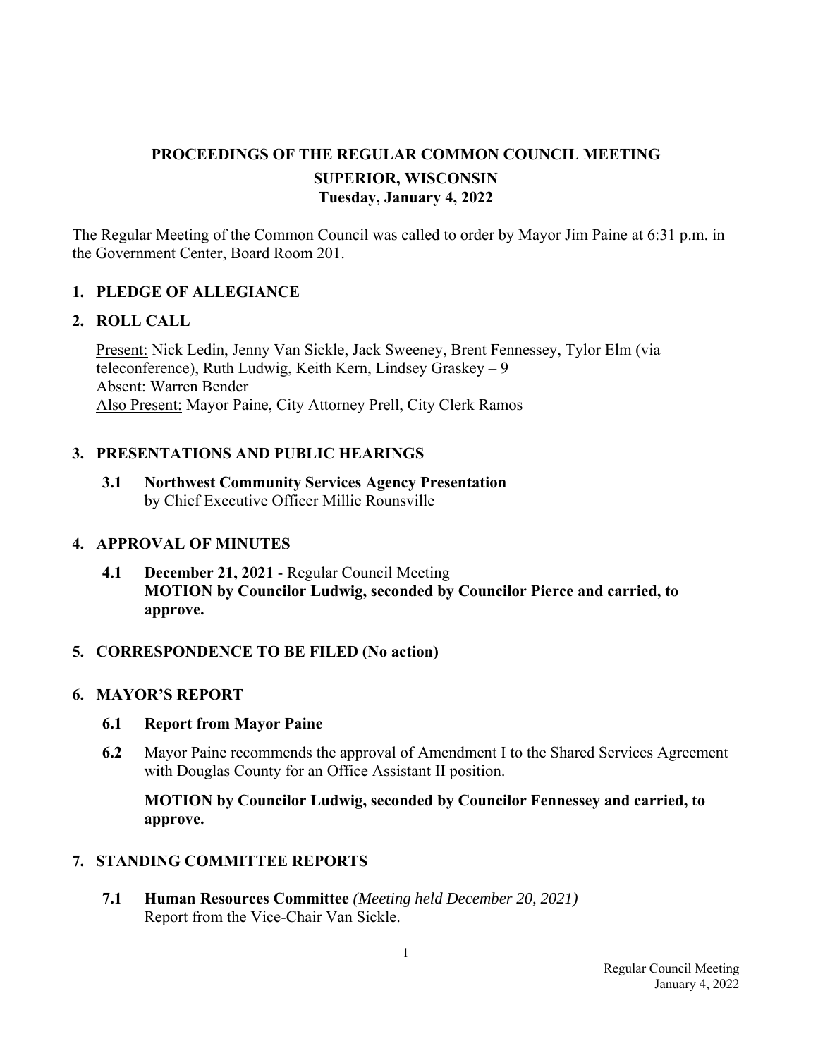# PROCEEDINGS OF THE REGULAR COMMON COUNCIL MEETING

## SUPERIOR, WISCONSIN

### Tuesday, January 4, 2022

The Regular Meeting of the Common Council was called to order by Mayor Jim Paine at 6:31 p.m. in the Government Center, Board Room 201.

## 1. PLEDGE OF ALLEGIANCE

## 2. ROLL CALL

Present: Nick Ledin, Jenny Van Sickle, Jack Sweeney, Brent Fennessey, Tylor Elm (via teleconference), Ruth Ludwig, Keith Kern, Lindsey Graskey – 9
Absent: Warren Bender
Also Present: Mayor Paine, City Attorney Prell, City Clerk Ramos

## 3. PRESENTATIONS AND PUBLIC HEARINGS

**3.1 Northwest Community Services Agency Presentation**
by Chief Executive Officer Millie Rounsville

## 4. APPROVAL OF MINUTES

**4.1 December 21, 2021** - Regular Council Meeting
**MOTION by Councilor Ludwig, seconded by Councilor Pierce and carried, to approve.**

## 5. CORRESPONDENCE TO BE FILED (No action)

## 6. MAYOR'S REPORT

**6.1 Report from Mayor Paine**

**6.2** Mayor Paine recommends the approval of Amendment I to the Shared Services Agreement with Douglas County for an Office Assistant II position.

**MOTION by Councilor Ludwig, seconded by Councilor Fennessey and carried, to approve.**

## 7. STANDING COMMITTEE REPORTS

**7.1 Human Resources Committee** *(Meeting held December 20, 2021)*
Report from the Vice-Chair Van Sickle.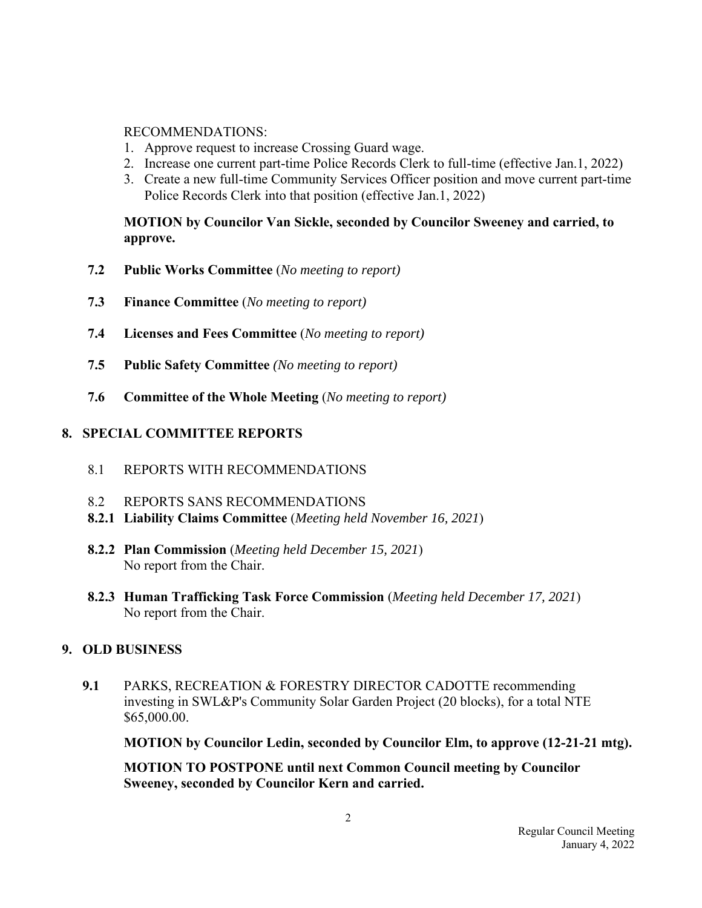RECOMMENDATIONS:

1. Approve request to increase Crossing Guard wage.
2. Increase one current part-time Police Records Clerk to full-time (effective Jan.1, 2022)
3. Create a new full-time Community Services Officer position and move current part-time Police Records Clerk into that position (effective Jan.1, 2022)

**MOTION by Councilor Van Sickle, seconded by Councilor Sweeney and carried, to approve.**

**7.2 Public Works Committee** (*No meeting to report)*

**7.3 Finance Committee** (*No meeting to report)*

**7.4 Licenses and Fees Committee** (*No meeting to report)*

**7.5 Public Safety Committee** *(No meeting to report)*

**7.6 Committee of the Whole Meeting** (*No meeting to report)*

## 8. SPECIAL COMMITTEE REPORTS

8.1 REPORTS WITH RECOMMENDATIONS

8.2 REPORTS SANS RECOMMENDATIONS

**8.2.1 Liability Claims Committee** (*Meeting held November 16, 2021*)

**8.2.2 Plan Commission** (*Meeting held December 15, 2021*)
No report from the Chair.

**8.2.3 Human Trafficking Task Force Commission** (*Meeting held December 17, 2021*)
No report from the Chair.

## 9. OLD BUSINESS

**9.1** PARKS, RECREATION & FORESTRY DIRECTOR CADOTTE recommending investing in SWL&P's Community Solar Garden Project (20 blocks), for a total NTE $65,000.00.

**MOTION by Councilor Ledin, seconded by Councilor Elm, to approve (12-21-21 mtg).**

**MOTION TO POSTPONE until next Common Council meeting by Councilor Sweeney, seconded by Councilor Kern and carried.**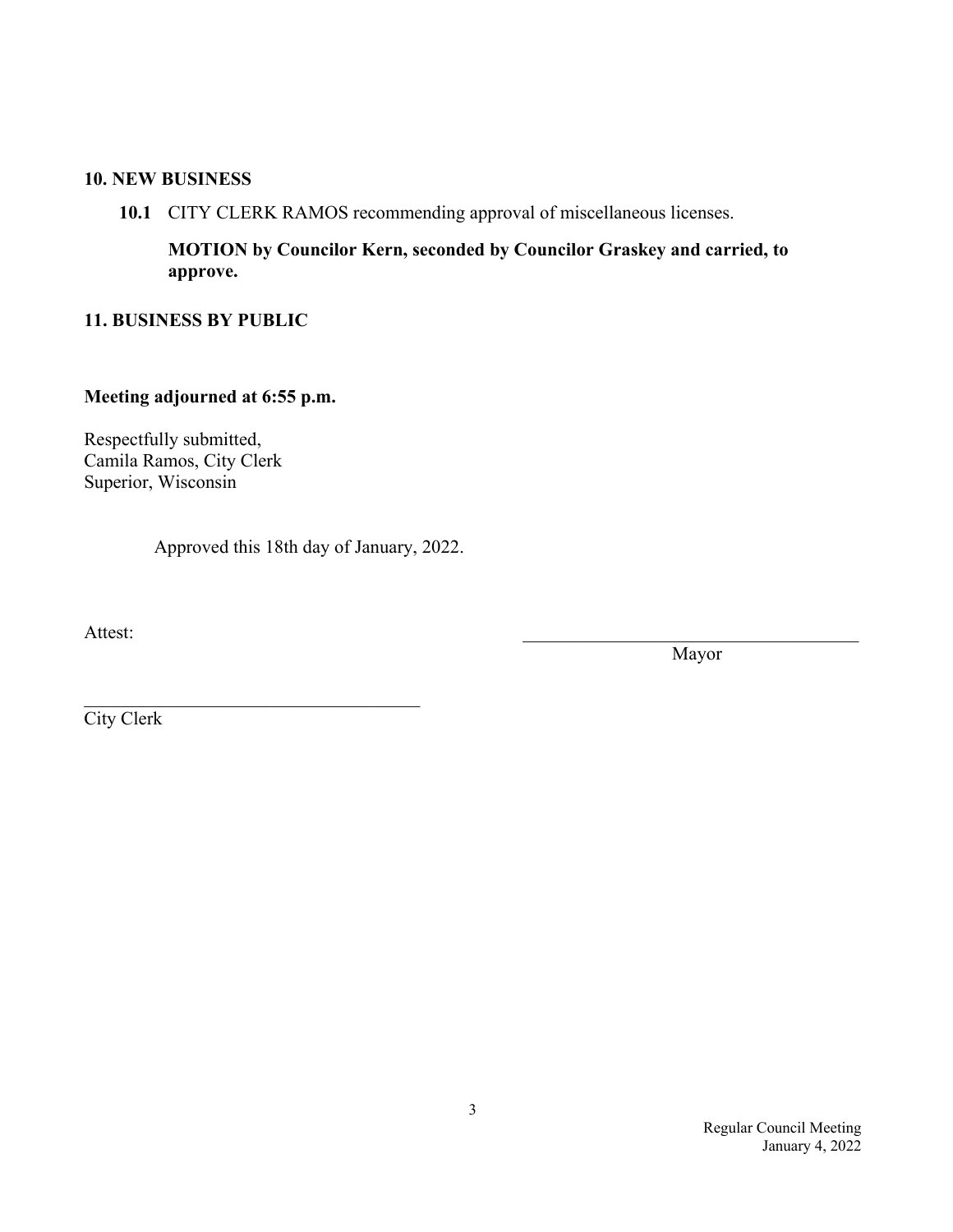**10. NEW BUSINESS**

**10.1** CITY CLERK RAMOS recommending approval of miscellaneous licenses.

**MOTION by Councilor Kern, seconded by Councilor Graskey and carried, to approve.**

**11. BUSINESS BY PUBLIC**

**Meeting adjourned at 6:55 p.m.**

Respectfully submitted,
Camila Ramos, City Clerk
Superior, Wisconsin

Approved this 18th day of January, 2022.

Attest:

_____________________________________
Mayor

_____________________________________
City Clerk